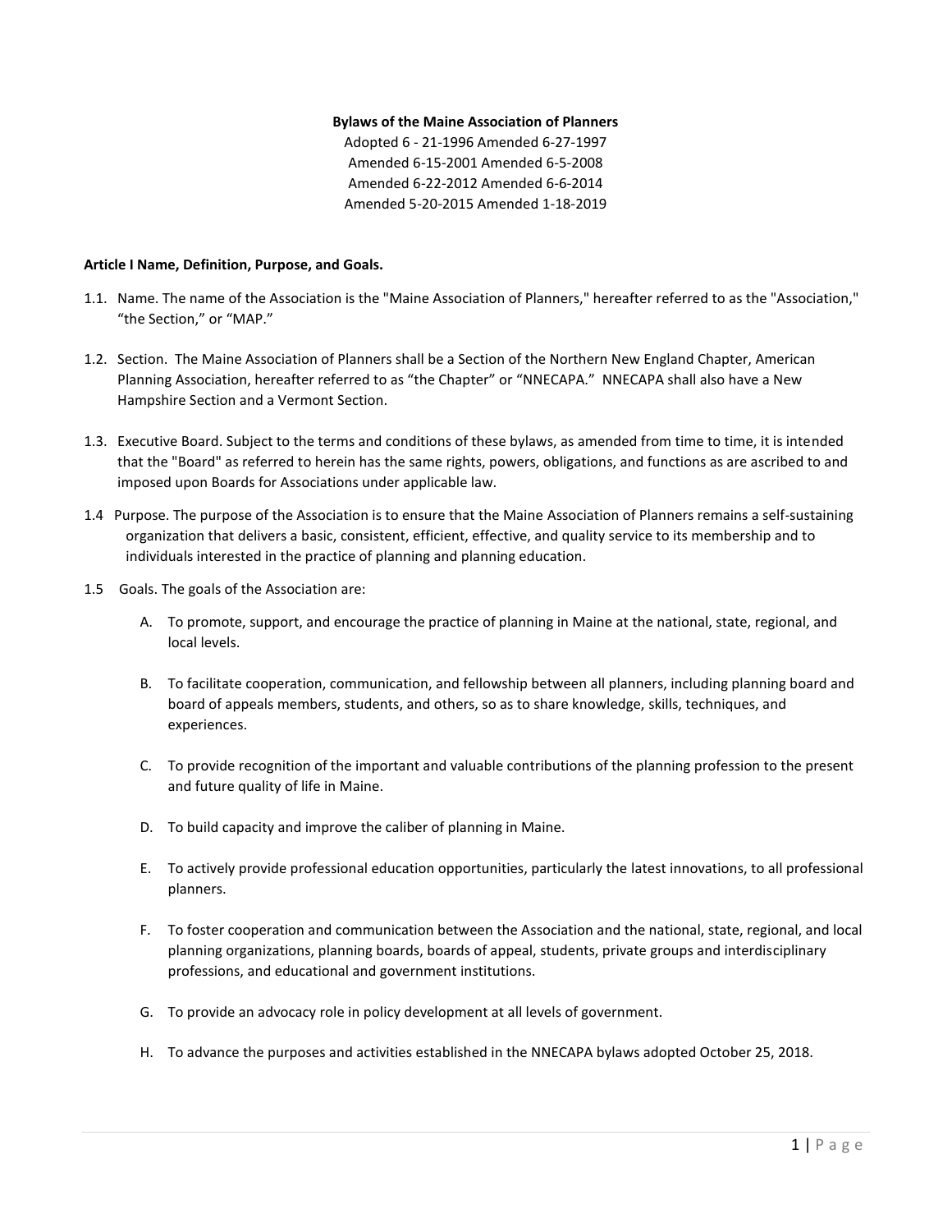**Bylaws of the Maine Association of Planners**

Adopted 6 - 21-1996 Amended 6-27-1997
Amended 6-15-2001 Amended 6-5-2008
Amended 6-22-2012 Amended 6-6-2014
Amended 5-20-2015 Amended 1-18-2019

**Article I Name, Definition, Purpose, and Goals.**

1.1. Name. The name of the Association is the "Maine Association of Planners," hereafter referred to as the "Association," "the Section," or "MAP."

1.2. Section. The Maine Association of Planners shall be a Section of the Northern New England Chapter, American Planning Association, hereafter referred to as "the Chapter" or "NNECAPA." NNECAPA shall also have a New Hampshire Section and a Vermont Section.

1.3. Executive Board. Subject to the terms and conditions of these bylaws, as amended from time to time, it is intended that the "Board" as referred to herein has the same rights, powers, obligations, and functions as are ascribed to and imposed upon Boards for Associations under applicable law.

1.4 Purpose. The purpose of the Association is to ensure that the Maine Association of Planners remains a self-sustaining organization that delivers a basic, consistent, efficient, effective, and quality service to its membership and to individuals interested in the practice of planning and planning education.

1.5 Goals. The goals of the Association are:

A. To promote, support, and encourage the practice of planning in Maine at the national, state, regional, and local levels.

B. To facilitate cooperation, communication, and fellowship between all planners, including planning board and board of appeals members, students, and others, so as to share knowledge, skills, techniques, and experiences.

C. To provide recognition of the important and valuable contributions of the planning profession to the present and future quality of life in Maine.

D. To build capacity and improve the caliber of planning in Maine.

E. To actively provide professional education opportunities, particularly the latest innovations, to all professional planners.

F. To foster cooperation and communication between the Association and the national, state, regional, and local planning organizations, planning boards, boards of appeal, students, private groups and interdisciplinary professions, and educational and government institutions.

G. To provide an advocacy role in policy development at all levels of government.

H. To advance the purposes and activities established in the NNECAPA bylaws adopted October 25, 2018.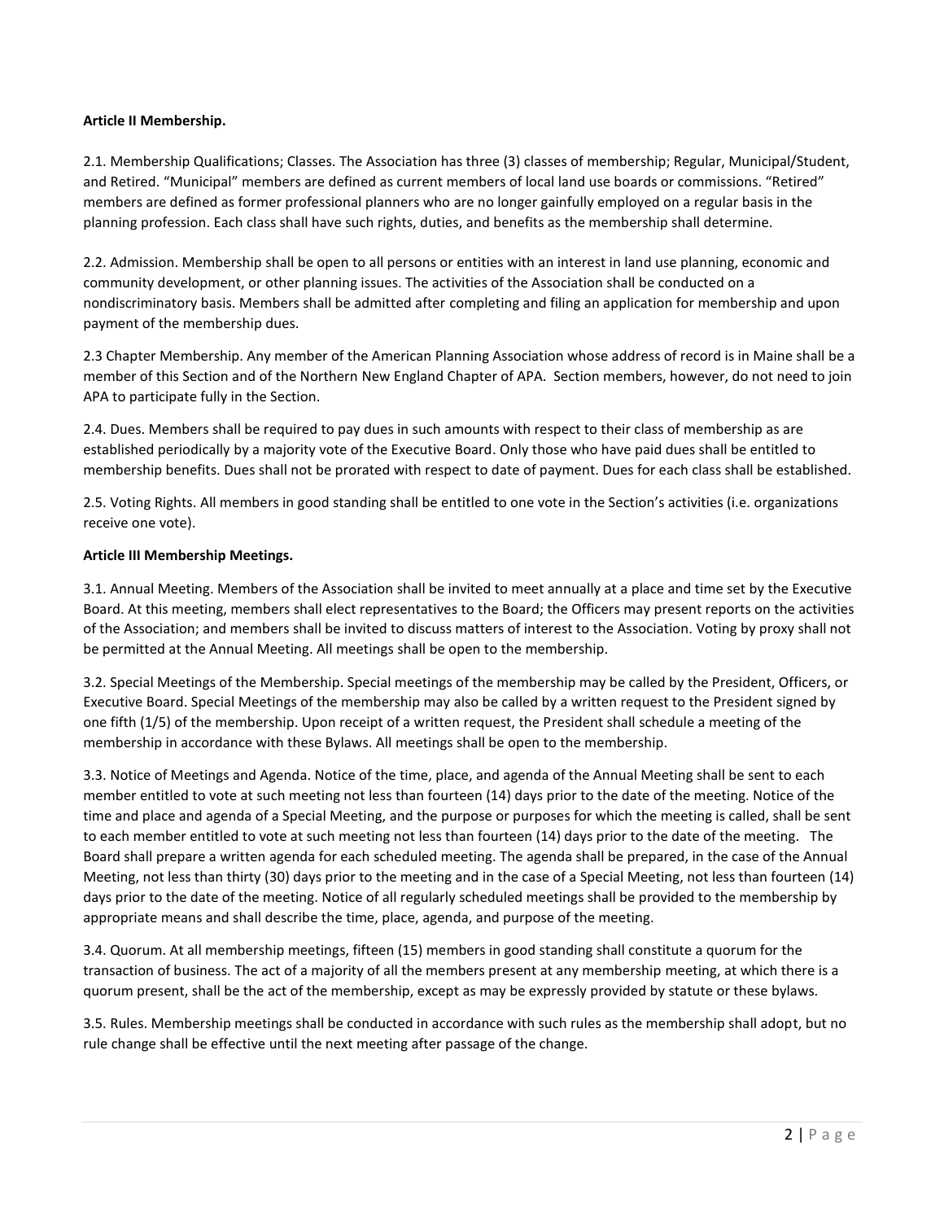**Article II Membership.**

2.1. Membership Qualifications; Classes. The Association has three (3) classes of membership; Regular, Municipal/Student, and Retired. "Municipal" members are defined as current members of local land use boards or commissions. "Retired" members are defined as former professional planners who are no longer gainfully employed on a regular basis in the planning profession. Each class shall have such rights, duties, and benefits as the membership shall determine.

2.2. Admission. Membership shall be open to all persons or entities with an interest in land use planning, economic and community development, or other planning issues. The activities of the Association shall be conducted on a nondiscriminatory basis. Members shall be admitted after completing and filing an application for membership and upon payment of the membership dues.

2.3 Chapter Membership. Any member of the American Planning Association whose address of record is in Maine shall be a member of this Section and of the Northern New England Chapter of APA. Section members, however, do not need to join APA to participate fully in the Section.

2.4. Dues. Members shall be required to pay dues in such amounts with respect to their class of membership as are established periodically by a majority vote of the Executive Board. Only those who have paid dues shall be entitled to membership benefits. Dues shall not be prorated with respect to date of payment. Dues for each class shall be established.

2.5. Voting Rights. All members in good standing shall be entitled to one vote in the Section's activities (i.e. organizations receive one vote).

**Article III Membership Meetings.**

3.1. Annual Meeting. Members of the Association shall be invited to meet annually at a place and time set by the Executive Board. At this meeting, members shall elect representatives to the Board; the Officers may present reports on the activities of the Association; and members shall be invited to discuss matters of interest to the Association. Voting by proxy shall not be permitted at the Annual Meeting. All meetings shall be open to the membership.

3.2. Special Meetings of the Membership. Special meetings of the membership may be called by the President, Officers, or Executive Board. Special Meetings of the membership may also be called by a written request to the President signed by one fifth (1/5) of the membership. Upon receipt of a written request, the President shall schedule a meeting of the membership in accordance with these Bylaws. All meetings shall be open to the membership.

3.3. Notice of Meetings and Agenda. Notice of the time, place, and agenda of the Annual Meeting shall be sent to each member entitled to vote at such meeting not less than fourteen (14) days prior to the date of the meeting. Notice of the time and place and agenda of a Special Meeting, and the purpose or purposes for which the meeting is called, shall be sent to each member entitled to vote at such meeting not less than fourteen (14) days prior to the date of the meeting. The Board shall prepare a written agenda for each scheduled meeting. The agenda shall be prepared, in the case of the Annual Meeting, not less than thirty (30) days prior to the meeting and in the case of a Special Meeting, not less than fourteen (14) days prior to the date of the meeting. Notice of all regularly scheduled meetings shall be provided to the membership by appropriate means and shall describe the time, place, agenda, and purpose of the meeting.

3.4. Quorum. At all membership meetings, fifteen (15) members in good standing shall constitute a quorum for the transaction of business. The act of a majority of all the members present at any membership meeting, at which there is a quorum present, shall be the act of the membership, except as may be expressly provided by statute or these bylaws.

3.5. Rules. Membership meetings shall be conducted in accordance with such rules as the membership shall adopt, but no rule change shall be effective until the next meeting after passage of the change.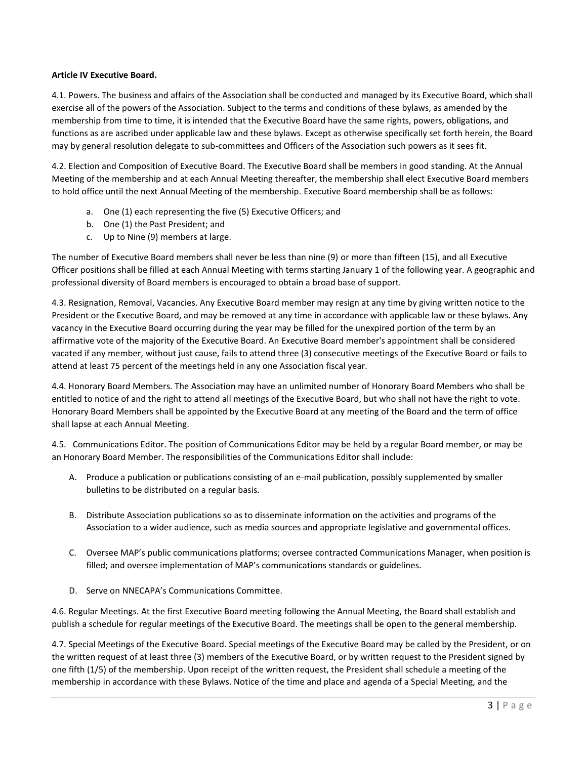**Article IV Executive Board.**

4.1. Powers. The business and affairs of the Association shall be conducted and managed by its Executive Board, which shall exercise all of the powers of the Association. Subject to the terms and conditions of these bylaws, as amended by the membership from time to time, it is intended that the Executive Board have the same rights, powers, obligations, and functions as are ascribed under applicable law and these bylaws. Except as otherwise specifically set forth herein, the Board may by general resolution delegate to sub-committees and Officers of the Association such powers as it sees fit.

4.2. Election and Composition of Executive Board. The Executive Board shall be members in good standing. At the Annual Meeting of the membership and at each Annual Meeting thereafter, the membership shall elect Executive Board members to hold office until the next Annual Meeting of the membership. Executive Board membership shall be as follows:

a. One (1) each representing the five (5) Executive Officers; and
b. One (1) the Past President; and
c. Up to Nine (9) members at large.

The number of Executive Board members shall never be less than nine (9) or more than fifteen (15), and all Executive Officer positions shall be filled at each Annual Meeting with terms starting January 1 of the following year. A geographic and professional diversity of Board members is encouraged to obtain a broad base of support.

4.3. Resignation, Removal, Vacancies. Any Executive Board member may resign at any time by giving written notice to the President or the Executive Board, and may be removed at any time in accordance with applicable law or these bylaws. Any vacancy in the Executive Board occurring during the year may be filled for the unexpired portion of the term by an affirmative vote of the majority of the Executive Board. An Executive Board member's appointment shall be considered vacated if any member, without just cause, fails to attend three (3) consecutive meetings of the Executive Board or fails to attend at least 75 percent of the meetings held in any one Association fiscal year.

4.4. Honorary Board Members. The Association may have an unlimited number of Honorary Board Members who shall be entitled to notice of and the right to attend all meetings of the Executive Board, but who shall not have the right to vote. Honorary Board Members shall be appointed by the Executive Board at any meeting of the Board and the term of office shall lapse at each Annual Meeting.

4.5. Communications Editor. The position of Communications Editor may be held by a regular Board member, or may be an Honorary Board Member. The responsibilities of the Communications Editor shall include:

A. Produce a publication or publications consisting of an e-mail publication, possibly supplemented by smaller bulletins to be distributed on a regular basis.

B. Distribute Association publications so as to disseminate information on the activities and programs of the Association to a wider audience, such as media sources and appropriate legislative and governmental offices.

C. Oversee MAP's public communications platforms; oversee contracted Communications Manager, when position is filled; and oversee implementation of MAP's communications standards or guidelines.

D. Serve on NNECAPA's Communications Committee.

4.6. Regular Meetings. At the first Executive Board meeting following the Annual Meeting, the Board shall establish and publish a schedule for regular meetings of the Executive Board. The meetings shall be open to the general membership.

4.7. Special Meetings of the Executive Board. Special meetings of the Executive Board may be called by the President, or on the written request of at least three (3) members of the Executive Board, or by written request to the President signed by one fifth (1/5) of the membership. Upon receipt of the written request, the President shall schedule a meeting of the membership in accordance with these Bylaws. Notice of the time and place and agenda of a Special Meeting, and the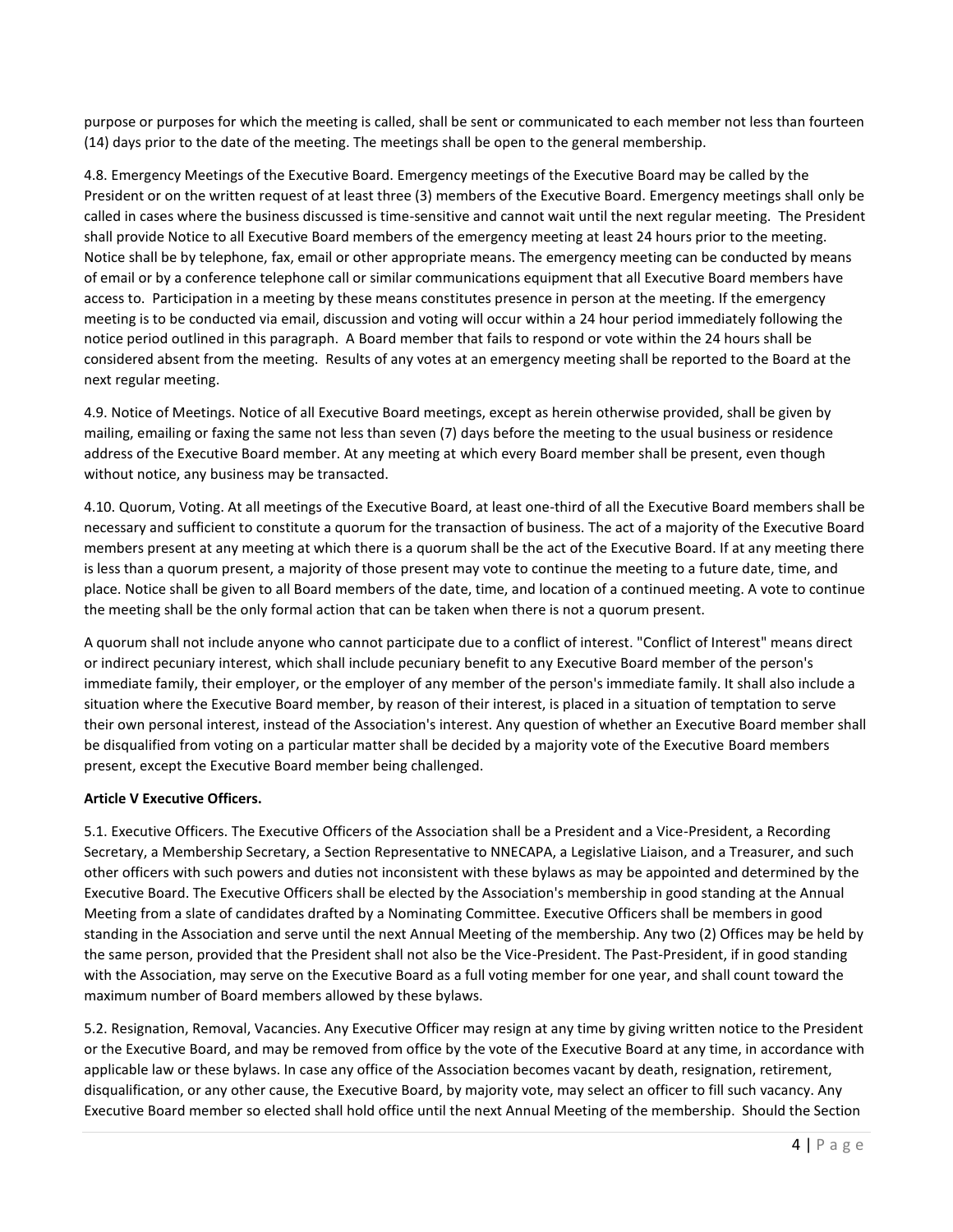purpose or purposes for which the meeting is called, shall be sent or communicated to each member not less than fourteen (14) days prior to the date of the meeting. The meetings shall be open to the general membership.

4.8. Emergency Meetings of the Executive Board. Emergency meetings of the Executive Board may be called by the President or on the written request of at least three (3) members of the Executive Board. Emergency meetings shall only be called in cases where the business discussed is time-sensitive and cannot wait until the next regular meeting. The President shall provide Notice to all Executive Board members of the emergency meeting at least 24 hours prior to the meeting. Notice shall be by telephone, fax, email or other appropriate means. The emergency meeting can be conducted by means of email or by a conference telephone call or similar communications equipment that all Executive Board members have access to. Participation in a meeting by these means constitutes presence in person at the meeting. If the emergency meeting is to be conducted via email, discussion and voting will occur within a 24 hour period immediately following the notice period outlined in this paragraph. A Board member that fails to respond or vote within the 24 hours shall be considered absent from the meeting. Results of any votes at an emergency meeting shall be reported to the Board at the next regular meeting.

4.9. Notice of Meetings. Notice of all Executive Board meetings, except as herein otherwise provided, shall be given by mailing, emailing or faxing the same not less than seven (7) days before the meeting to the usual business or residence address of the Executive Board member. At any meeting at which every Board member shall be present, even though without notice, any business may be transacted.

4.10. Quorum, Voting. At all meetings of the Executive Board, at least one-third of all the Executive Board members shall be necessary and sufficient to constitute a quorum for the transaction of business. The act of a majority of the Executive Board members present at any meeting at which there is a quorum shall be the act of the Executive Board. If at any meeting there is less than a quorum present, a majority of those present may vote to continue the meeting to a future date, time, and place. Notice shall be given to all Board members of the date, time, and location of a continued meeting. A vote to continue the meeting shall be the only formal action that can be taken when there is not a quorum present.

A quorum shall not include anyone who cannot participate due to a conflict of interest. "Conflict of Interest" means direct or indirect pecuniary interest, which shall include pecuniary benefit to any Executive Board member of the person's immediate family, their employer, or the employer of any member of the person's immediate family. It shall also include a situation where the Executive Board member, by reason of their interest, is placed in a situation of temptation to serve their own personal interest, instead of the Association's interest. Any question of whether an Executive Board member shall be disqualified from voting on a particular matter shall be decided by a majority vote of the Executive Board members present, except the Executive Board member being challenged.

**Article V Executive Officers.**

5.1. Executive Officers. The Executive Officers of the Association shall be a President and a Vice-President, a Recording Secretary, a Membership Secretary, a Section Representative to NNECAPA, a Legislative Liaison, and a Treasurer, and such other officers with such powers and duties not inconsistent with these bylaws as may be appointed and determined by the Executive Board. The Executive Officers shall be elected by the Association's membership in good standing at the Annual Meeting from a slate of candidates drafted by a Nominating Committee. Executive Officers shall be members in good standing in the Association and serve until the next Annual Meeting of the membership. Any two (2) Offices may be held by the same person, provided that the President shall not also be the Vice-President. The Past-President, if in good standing with the Association, may serve on the Executive Board as a full voting member for one year, and shall count toward the maximum number of Board members allowed by these bylaws.

5.2. Resignation, Removal, Vacancies. Any Executive Officer may resign at any time by giving written notice to the President or the Executive Board, and may be removed from office by the vote of the Executive Board at any time, in accordance with applicable law or these bylaws. In case any office of the Association becomes vacant by death, resignation, retirement, disqualification, or any other cause, the Executive Board, by majority vote, may select an officer to fill such vacancy. Any Executive Board member so elected shall hold office until the next Annual Meeting of the membership. Should the Section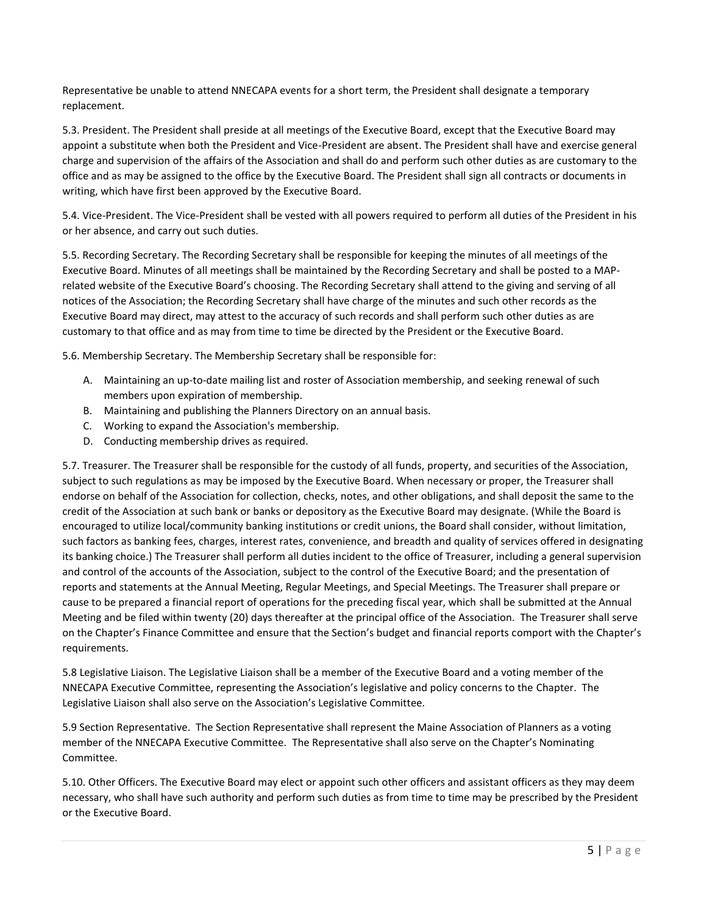Representative be unable to attend NNECAPA events for a short term, the President shall designate a temporary replacement.

5.3. President. The President shall preside at all meetings of the Executive Board, except that the Executive Board may appoint a substitute when both the President and Vice-President are absent. The President shall have and exercise general charge and supervision of the affairs of the Association and shall do and perform such other duties as are customary to the office and as may be assigned to the office by the Executive Board. The President shall sign all contracts or documents in writing, which have first been approved by the Executive Board.

5.4. Vice-President. The Vice-President shall be vested with all powers required to perform all duties of the President in his or her absence, and carry out such duties.

5.5. Recording Secretary. The Recording Secretary shall be responsible for keeping the minutes of all meetings of the Executive Board. Minutes of all meetings shall be maintained by the Recording Secretary and shall be posted to a MAP-related website of the Executive Board's choosing. The Recording Secretary shall attend to the giving and serving of all notices of the Association; the Recording Secretary shall have charge of the minutes and such other records as the Executive Board may direct, may attest to the accuracy of such records and shall perform such other duties as are customary to that office and as may from time to time be directed by the President or the Executive Board.

5.6. Membership Secretary. The Membership Secretary shall be responsible for:

A. Maintaining an up-to-date mailing list and roster of Association membership, and seeking renewal of such members upon expiration of membership.
B. Maintaining and publishing the Planners Directory on an annual basis.
C. Working to expand the Association's membership.
D. Conducting membership drives as required.

5.7. Treasurer. The Treasurer shall be responsible for the custody of all funds, property, and securities of the Association, subject to such regulations as may be imposed by the Executive Board. When necessary or proper, the Treasurer shall endorse on behalf of the Association for collection, checks, notes, and other obligations, and shall deposit the same to the credit of the Association at such bank or banks or depository as the Executive Board may designate. (While the Board is encouraged to utilize local/community banking institutions or credit unions, the Board shall consider, without limitation, such factors as banking fees, charges, interest rates, convenience, and breadth and quality of services offered in designating its banking choice.) The Treasurer shall perform all duties incident to the office of Treasurer, including a general supervision and control of the accounts of the Association, subject to the control of the Executive Board; and the presentation of reports and statements at the Annual Meeting, Regular Meetings, and Special Meetings. The Treasurer shall prepare or cause to be prepared a financial report of operations for the preceding fiscal year, which shall be submitted at the Annual Meeting and be filed within twenty (20) days thereafter at the principal office of the Association. The Treasurer shall serve on the Chapter's Finance Committee and ensure that the Section's budget and financial reports comport with the Chapter's requirements.

5.8 Legislative Liaison. The Legislative Liaison shall be a member of the Executive Board and a voting member of the NNECAPA Executive Committee, representing the Association's legislative and policy concerns to the Chapter. The Legislative Liaison shall also serve on the Association's Legislative Committee.

5.9 Section Representative. The Section Representative shall represent the Maine Association of Planners as a voting member of the NNECAPA Executive Committee. The Representative shall also serve on the Chapter's Nominating Committee.

5.10. Other Officers. The Executive Board may elect or appoint such other officers and assistant officers as they may deem necessary, who shall have such authority and perform such duties as from time to time may be prescribed by the President or the Executive Board.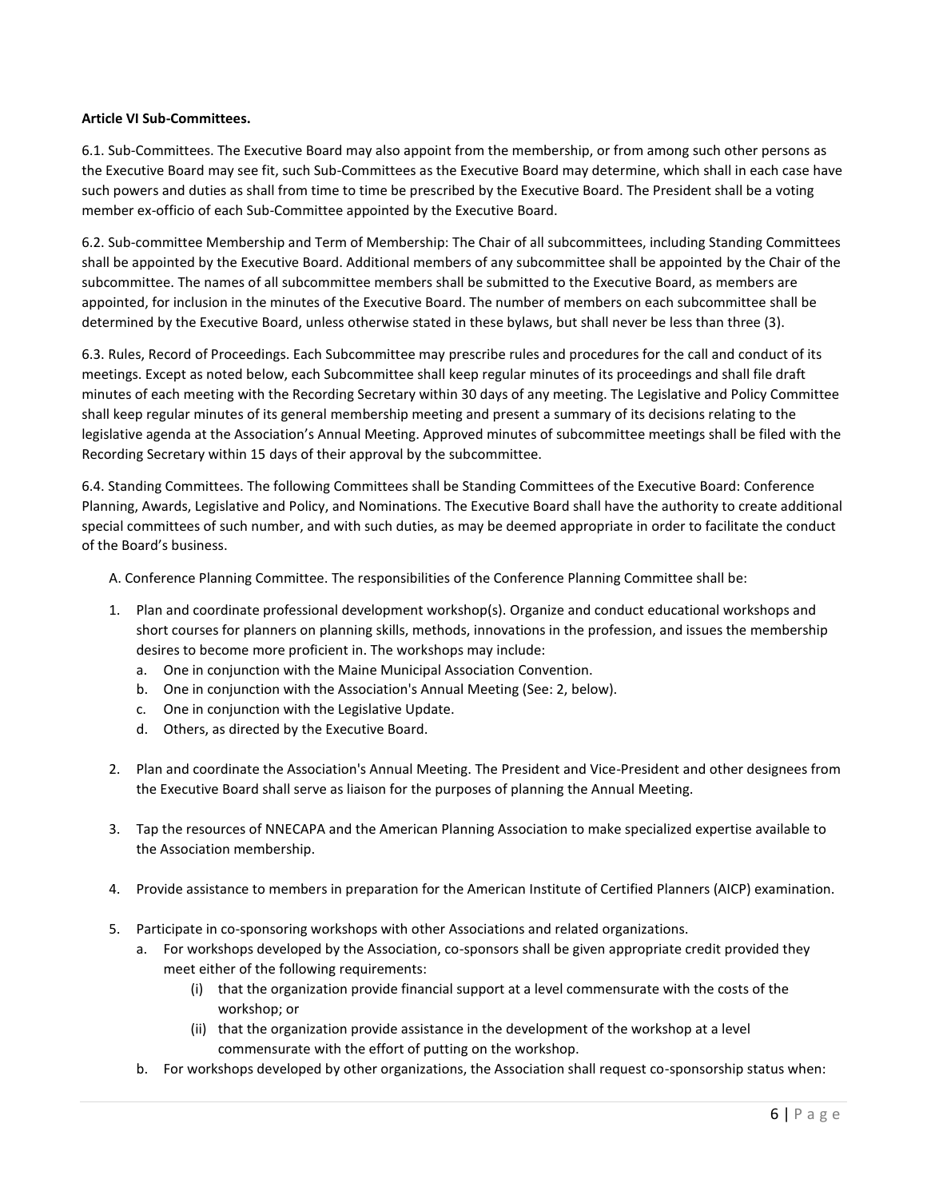**Article VI Sub-Committees.**

6.1. Sub-Committees. The Executive Board may also appoint from the membership, or from among such other persons as the Executive Board may see fit, such Sub-Committees as the Executive Board may determine, which shall in each case have such powers and duties as shall from time to time be prescribed by the Executive Board. The President shall be a voting member ex-officio of each Sub-Committee appointed by the Executive Board.

6.2. Sub-committee Membership and Term of Membership: The Chair of all subcommittees, including Standing Committees shall be appointed by the Executive Board. Additional members of any subcommittee shall be appointed by the Chair of the subcommittee. The names of all subcommittee members shall be submitted to the Executive Board, as members are appointed, for inclusion in the minutes of the Executive Board. The number of members on each subcommittee shall be determined by the Executive Board, unless otherwise stated in these bylaws, but shall never be less than three (3).

6.3. Rules, Record of Proceedings. Each Subcommittee may prescribe rules and procedures for the call and conduct of its meetings. Except as noted below, each Subcommittee shall keep regular minutes of its proceedings and shall file draft minutes of each meeting with the Recording Secretary within 30 days of any meeting. The Legislative and Policy Committee shall keep regular minutes of its general membership meeting and present a summary of its decisions relating to the legislative agenda at the Association's Annual Meeting. Approved minutes of subcommittee meetings shall be filed with the Recording Secretary within 15 days of their approval by the subcommittee.

6.4. Standing Committees. The following Committees shall be Standing Committees of the Executive Board: Conference Planning, Awards, Legislative and Policy, and Nominations. The Executive Board shall have the authority to create additional special committees of such number, and with such duties, as may be deemed appropriate in order to facilitate the conduct of the Board's business.

A. Conference Planning Committee. The responsibilities of the Conference Planning Committee shall be:

1. Plan and coordinate professional development workshop(s). Organize and conduct educational workshops and short courses for planners on planning skills, methods, innovations in the profession, and issues the membership desires to become more proficient in. The workshops may include:
   a. One in conjunction with the Maine Municipal Association Convention.
   b. One in conjunction with the Association's Annual Meeting (See: 2, below).
   c. One in conjunction with the Legislative Update.
   d. Others, as directed by the Executive Board.

2. Plan and coordinate the Association's Annual Meeting. The President and Vice-President and other designees from the Executive Board shall serve as liaison for the purposes of planning the Annual Meeting.

3. Tap the resources of NNECAPA and the American Planning Association to make specialized expertise available to the Association membership.

4. Provide assistance to members in preparation for the American Institute of Certified Planners (AICP) examination.

5. Participate in co-sponsoring workshops with other Associations and related organizations.
   a. For workshops developed by the Association, co-sponsors shall be given appropriate credit provided they meet either of the following requirements:
      (i) that the organization provide financial support at a level commensurate with the costs of the workshop; or
      (ii) that the organization provide assistance in the development of the workshop at a level commensurate with the effort of putting on the workshop.
   b. For workshops developed by other organizations, the Association shall request co-sponsorship status when: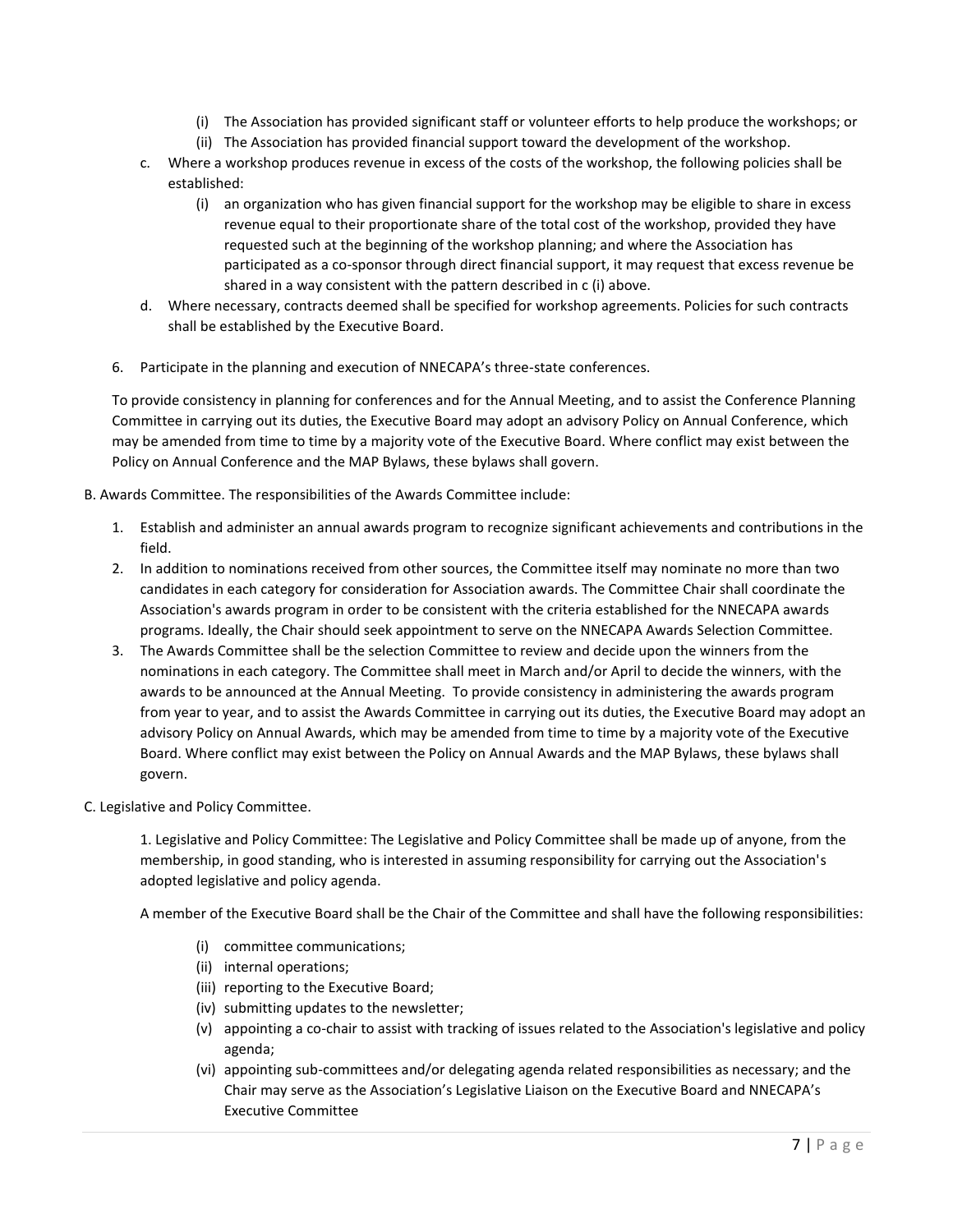- (i) The Association has provided significant staff or volunteer efforts to help produce the workshops; or
   - (ii) The Association has provided financial support toward the development of the workshop.

c. Where a workshop produces revenue in excess of the costs of the workshop, the following policies shall be established:
   - (i) an organization who has given financial support for the workshop may be eligible to share in excess revenue equal to their proportionate share of the total cost of the workshop, provided they have requested such at the beginning of the workshop planning; and where the Association has participated as a co-sponsor through direct financial support, it may request that excess revenue be shared in a way consistent with the pattern described in c (i) above.

d. Where necessary, contracts deemed shall be specified for workshop agreements. Policies for such contracts shall be established by the Executive Board.

6. Participate in the planning and execution of NNECAPA's three-state conferences.

To provide consistency in planning for conferences and for the Annual Meeting, and to assist the Conference Planning Committee in carrying out its duties, the Executive Board may adopt an advisory Policy on Annual Conference, which may be amended from time to time by a majority vote of the Executive Board. Where conflict may exist between the Policy on Annual Conference and the MAP Bylaws, these bylaws shall govern.

B. Awards Committee. The responsibilities of the Awards Committee include:

1. Establish and administer an annual awards program to recognize significant achievements and contributions in the field.
2. In addition to nominations received from other sources, the Committee itself may nominate no more than two candidates in each category for consideration for Association awards. The Committee Chair shall coordinate the Association's awards program in order to be consistent with the criteria established for the NNECAPA awards programs. Ideally, the Chair should seek appointment to serve on the NNECAPA Awards Selection Committee.
3. The Awards Committee shall be the selection Committee to review and decide upon the winners from the nominations in each category. The Committee shall meet in March and/or April to decide the winners, with the awards to be announced at the Annual Meeting. To provide consistency in administering the awards program from year to year, and to assist the Awards Committee in carrying out its duties, the Executive Board may adopt an advisory Policy on Annual Awards, which may be amended from time to time by a majority vote of the Executive Board. Where conflict may exist between the Policy on Annual Awards and the MAP Bylaws, these bylaws shall govern.

C. Legislative and Policy Committee.

1. Legislative and Policy Committee: The Legislative and Policy Committee shall be made up of anyone, from the membership, in good standing, who is interested in assuming responsibility for carrying out the Association's adopted legislative and policy agenda.

A member of the Executive Board shall be the Chair of the Committee and shall have the following responsibilities:

- (i) committee communications;
- (ii) internal operations;
- (iii) reporting to the Executive Board;
- (iv) submitting updates to the newsletter;
- (v) appointing a co-chair to assist with tracking of issues related to the Association's legislative and policy agenda;
- (vi) appointing sub-committees and/or delegating agenda related responsibilities as necessary; and the Chair may serve as the Association's Legislative Liaison on the Executive Board and NNECAPA's Executive Committee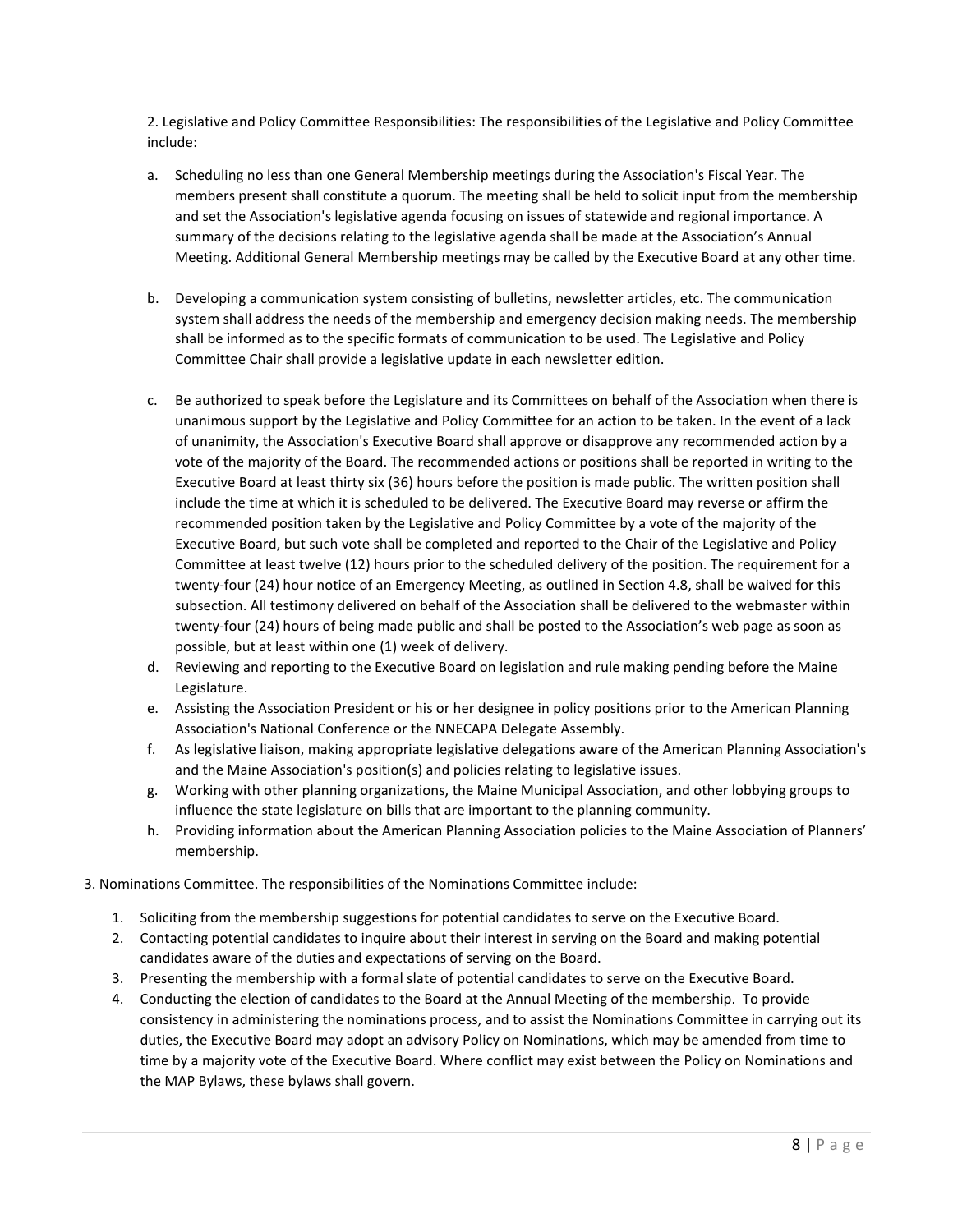2. Legislative and Policy Committee Responsibilities: The responsibilities of the Legislative and Policy Committee include:

a. Scheduling no less than one General Membership meetings during the Association's Fiscal Year. The members present shall constitute a quorum. The meeting shall be held to solicit input from the membership and set the Association's legislative agenda focusing on issues of statewide and regional importance. A summary of the decisions relating to the legislative agenda shall be made at the Association's Annual Meeting. Additional General Membership meetings may be called by the Executive Board at any other time.

b. Developing a communication system consisting of bulletins, newsletter articles, etc. The communication system shall address the needs of the membership and emergency decision making needs. The membership shall be informed as to the specific formats of communication to be used. The Legislative and Policy Committee Chair shall provide a legislative update in each newsletter edition.

c. Be authorized to speak before the Legislature and its Committees on behalf of the Association when there is unanimous support by the Legislative and Policy Committee for an action to be taken. In the event of a lack of unanimity, the Association's Executive Board shall approve or disapprove any recommended action by a vote of the majority of the Board. The recommended actions or positions shall be reported in writing to the Executive Board at least thirty six (36) hours before the position is made public. The written position shall include the time at which it is scheduled to be delivered. The Executive Board may reverse or affirm the recommended position taken by the Legislative and Policy Committee by a vote of the majority of the Executive Board, but such vote shall be completed and reported to the Chair of the Legislative and Policy Committee at least twelve (12) hours prior to the scheduled delivery of the position. The requirement for a twenty-four (24) hour notice of an Emergency Meeting, as outlined in Section 4.8, shall be waived for this subsection. All testimony delivered on behalf of the Association shall be delivered to the webmaster within twenty-four (24) hours of being made public and shall be posted to the Association's web page as soon as possible, but at least within one (1) week of delivery.

d. Reviewing and reporting to the Executive Board on legislation and rule making pending before the Maine Legislature.

e. Assisting the Association President or his or her designee in policy positions prior to the American Planning Association's National Conference or the NNECAPA Delegate Assembly.

f. As legislative liaison, making appropriate legislative delegations aware of the American Planning Association's and the Maine Association's position(s) and policies relating to legislative issues.

g. Working with other planning organizations, the Maine Municipal Association, and other lobbying groups to influence the state legislature on bills that are important to the planning community.

h. Providing information about the American Planning Association policies to the Maine Association of Planners' membership.

3. Nominations Committee. The responsibilities of the Nominations Committee include:

1. Soliciting from the membership suggestions for potential candidates to serve on the Executive Board.
2. Contacting potential candidates to inquire about their interest in serving on the Board and making potential candidates aware of the duties and expectations of serving on the Board.
3. Presenting the membership with a formal slate of potential candidates to serve on the Executive Board.
4. Conducting the election of candidates to the Board at the Annual Meeting of the membership. To provide consistency in administering the nominations process, and to assist the Nominations Committee in carrying out its duties, the Executive Board may adopt an advisory Policy on Nominations, which may be amended from time to time by a majority vote of the Executive Board. Where conflict may exist between the Policy on Nominations and the MAP Bylaws, these bylaws shall govern.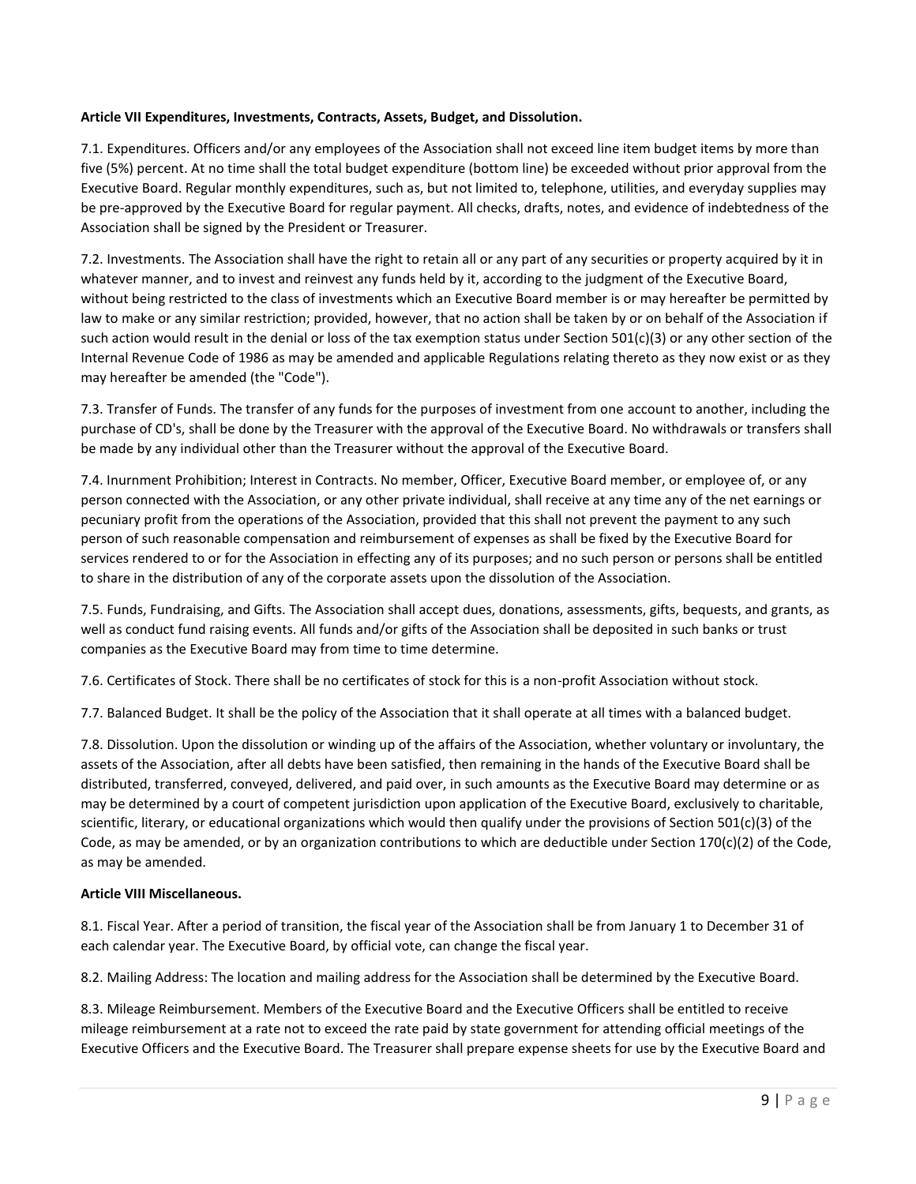**Article VII Expenditures, Investments, Contracts, Assets, Budget, and Dissolution.**

7.1. Expenditures. Officers and/or any employees of the Association shall not exceed line item budget items by more than five (5%) percent. At no time shall the total budget expenditure (bottom line) be exceeded without prior approval from the Executive Board. Regular monthly expenditures, such as, but not limited to, telephone, utilities, and everyday supplies may be pre-approved by the Executive Board for regular payment. All checks, drafts, notes, and evidence of indebtedness of the Association shall be signed by the President or Treasurer.

7.2. Investments. The Association shall have the right to retain all or any part of any securities or property acquired by it in whatever manner, and to invest and reinvest any funds held by it, according to the judgment of the Executive Board, without being restricted to the class of investments which an Executive Board member is or may hereafter be permitted by law to make or any similar restriction; provided, however, that no action shall be taken by or on behalf of the Association if such action would result in the denial or loss of the tax exemption status under Section 501(c)(3) or any other section of the Internal Revenue Code of 1986 as may be amended and applicable Regulations relating thereto as they now exist or as they may hereafter be amended (the "Code").

7.3. Transfer of Funds. The transfer of any funds for the purposes of investment from one account to another, including the purchase of CD's, shall be done by the Treasurer with the approval of the Executive Board. No withdrawals or transfers shall be made by any individual other than the Treasurer without the approval of the Executive Board.

7.4. Inurnment Prohibition; Interest in Contracts. No member, Officer, Executive Board member, or employee of, or any person connected with the Association, or any other private individual, shall receive at any time any of the net earnings or pecuniary profit from the operations of the Association, provided that this shall not prevent the payment to any such person of such reasonable compensation and reimbursement of expenses as shall be fixed by the Executive Board for services rendered to or for the Association in effecting any of its purposes; and no such person or persons shall be entitled to share in the distribution of any of the corporate assets upon the dissolution of the Association.

7.5. Funds, Fundraising, and Gifts. The Association shall accept dues, donations, assessments, gifts, bequests, and grants, as well as conduct fund raising events. All funds and/or gifts of the Association shall be deposited in such banks or trust companies as the Executive Board may from time to time determine.

7.6. Certificates of Stock. There shall be no certificates of stock for this is a non-profit Association without stock.

7.7. Balanced Budget. It shall be the policy of the Association that it shall operate at all times with a balanced budget.

7.8. Dissolution. Upon the dissolution or winding up of the affairs of the Association, whether voluntary or involuntary, the assets of the Association, after all debts have been satisfied, then remaining in the hands of the Executive Board shall be distributed, transferred, conveyed, delivered, and paid over, in such amounts as the Executive Board may determine or as may be determined by a court of competent jurisdiction upon application of the Executive Board, exclusively to charitable, scientific, literary, or educational organizations which would then qualify under the provisions of Section 501(c)(3) of the Code, as may be amended, or by an organization contributions to which are deductible under Section 170(c)(2) of the Code, as may be amended.

**Article VIII Miscellaneous.**

8.1. Fiscal Year. After a period of transition, the fiscal year of the Association shall be from January 1 to December 31 of each calendar year. The Executive Board, by official vote, can change the fiscal year.

8.2. Mailing Address: The location and mailing address for the Association shall be determined by the Executive Board.

8.3. Mileage Reimbursement. Members of the Executive Board and the Executive Officers shall be entitled to receive mileage reimbursement at a rate not to exceed the rate paid by state government for attending official meetings of the Executive Officers and the Executive Board. The Treasurer shall prepare expense sheets for use by the Executive Board and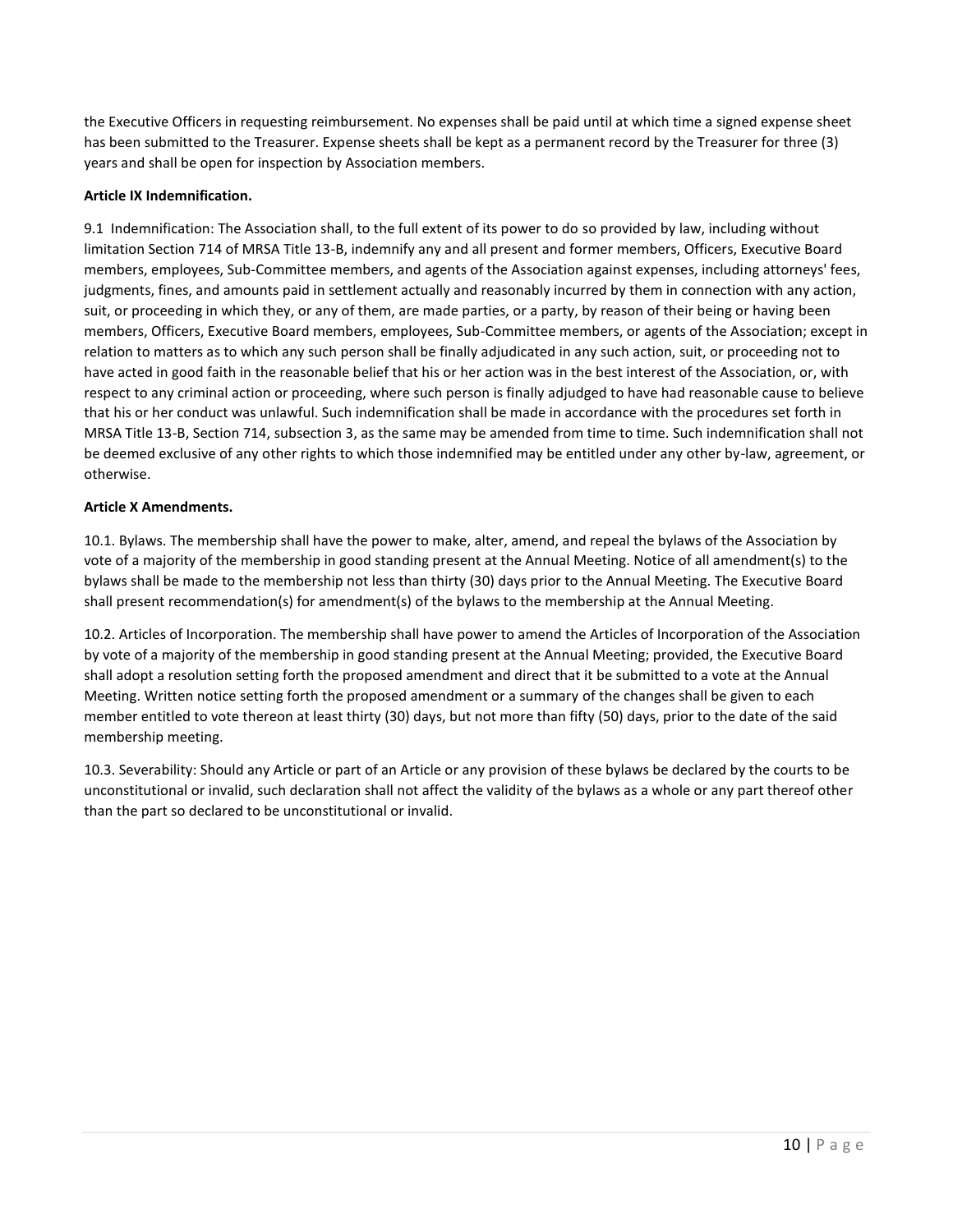the Executive Officers in requesting reimbursement. No expenses shall be paid until at which time a signed expense sheet has been submitted to the Treasurer. Expense sheets shall be kept as a permanent record by the Treasurer for three (3) years and shall be open for inspection by Association members.

**Article IX Indemnification.**

9.1 Indemnification: The Association shall, to the full extent of its power to do so provided by law, including without limitation Section 714 of MRSA Title 13-B, indemnify any and all present and former members, Officers, Executive Board members, employees, Sub-Committee members, and agents of the Association against expenses, including attorneys' fees, judgments, fines, and amounts paid in settlement actually and reasonably incurred by them in connection with any action, suit, or proceeding in which they, or any of them, are made parties, or a party, by reason of their being or having been members, Officers, Executive Board members, employees, Sub-Committee members, or agents of the Association; except in relation to matters as to which any such person shall be finally adjudicated in any such action, suit, or proceeding not to have acted in good faith in the reasonable belief that his or her action was in the best interest of the Association, or, with respect to any criminal action or proceeding, where such person is finally adjudged to have had reasonable cause to believe that his or her conduct was unlawful. Such indemnification shall be made in accordance with the procedures set forth in MRSA Title 13-B, Section 714, subsection 3, as the same may be amended from time to time. Such indemnification shall not be deemed exclusive of any other rights to which those indemnified may be entitled under any other by-law, agreement, or otherwise.

**Article X Amendments.**

10.1. Bylaws. The membership shall have the power to make, alter, amend, and repeal the bylaws of the Association by vote of a majority of the membership in good standing present at the Annual Meeting. Notice of all amendment(s) to the bylaws shall be made to the membership not less than thirty (30) days prior to the Annual Meeting. The Executive Board shall present recommendation(s) for amendment(s) of the bylaws to the membership at the Annual Meeting.

10.2. Articles of Incorporation. The membership shall have power to amend the Articles of Incorporation of the Association by vote of a majority of the membership in good standing present at the Annual Meeting; provided, the Executive Board shall adopt a resolution setting forth the proposed amendment and direct that it be submitted to a vote at the Annual Meeting. Written notice setting forth the proposed amendment or a summary of the changes shall be given to each member entitled to vote thereon at least thirty (30) days, but not more than fifty (50) days, prior to the date of the said membership meeting.

10.3. Severability: Should any Article or part of an Article or any provision of these bylaws be declared by the courts to be unconstitutional or invalid, such declaration shall not affect the validity of the bylaws as a whole or any part thereof other than the part so declared to be unconstitutional or invalid.